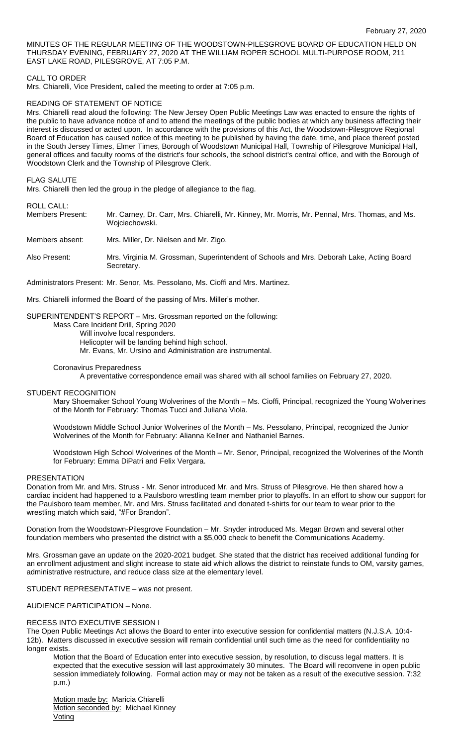February 27, 2020

MINUTES OF THE REGULAR MEETING OF THE WOODSTOWN-PILESGROVE BOARD OF EDUCATION HELD ON THURSDAY EVENING, FEBRUARY 27, 2020 AT THE WILLIAM ROPER SCHOOL MULTI-PURPOSE ROOM, 211 EAST LAKE ROAD, PILESGROVE, AT 7:05 P.M.

CALL TO ORDER

Mrs. Chiarelli, Vice President, called the meeting to order at 7:05 p.m.

READING OF STATEMENT OF NOTICE

Mrs. Chiarelli read aloud the following: The New Jersey Open Public Meetings Law was enacted to ensure the rights of the public to have advance notice of and to attend the meetings of the public bodies at which any business affecting their interest is discussed or acted upon. In accordance with the provisions of this Act, the Woodstown-Pilesgrove Regional Board of Education has caused notice of this meeting to be published by having the date, time, and place thereof posted in the South Jersey Times, Elmer Times, Borough of Woodstown Municipal Hall, Township of Pilesgrove Municipal Hall, general offices and faculty rooms of the district's four schools, the school district's central office, and with the Borough of Woodstown Clerk and the Township of Pilesgrove Clerk.

FLAG SALUTE

Mrs. Chiarelli then led the group in the pledge of allegiance to the flag.

ROLL CALL:

Members Present: Mr. Carney, Dr. Carr, Mrs. Chiarelli, Mr. Kinney, Mr. Morris, Mr. Pennal, Mrs. Thomas, and Ms. Wojciechowski.

Members absent: Mrs. Miller, Dr. Nielsen and Mr. Zigo.

Also Present: Mrs. Virginia M. Grossman, Superintendent of Schools and Mrs. Deborah Lake, Acting Board Secretary.

Administrators Present: Mr. Senor, Ms. Pessolano, Ms. Cioffi and Mrs. Martinez.

Mrs. Chiarelli informed the Board of the passing of Mrs. Miller's mother.

SUPERINTENDENT'S REPORT – Mrs. Grossman reported on the following:

Mass Care Incident Drill, Spring 2020
- Will involve local responders.
- Helicopter will be landing behind high school.
- Mr. Evans, Mr. Ursino and Administration are instrumental.

Coronavirus Preparedness
- A preventative correspondence email was shared with all school families on February 27, 2020.

STUDENT RECOGNITION

Mary Shoemaker School Young Wolverines of the Month – Ms. Cioffi, Principal, recognized the Young Wolverines of the Month for February: Thomas Tucci and Juliana Viola.

Woodstown Middle School Junior Wolverines of the Month – Ms. Pessolano, Principal, recognized the Junior Wolverines of the Month for February: Alianna Kellner and Nathaniel Barnes.

Woodstown High School Wolverines of the Month – Mr. Senor, Principal, recognized the Wolverines of the Month for February: Emma DiPatri and Felix Vergara.

PRESENTATION

Donation from Mr. and Mrs. Struss - Mr. Senor introduced Mr. and Mrs. Struss of Pilesgrove. He then shared how a cardiac incident had happened to a Paulsboro wrestling team member prior to playoffs. In an effort to show our support for the Paulsboro team member, Mr. and Mrs. Struss facilitated and donated t-shirts for our team to wear prior to the wrestling match which said, "#For Brandon".

Donation from the Woodstown-Pilesgrove Foundation – Mr. Snyder introduced Ms. Megan Brown and several other foundation members who presented the district with a $5,000 check to benefit the Communications Academy.

Mrs. Grossman gave an update on the 2020-2021 budget. She stated that the district has received additional funding for an enrollment adjustment and slight increase to state aid which allows the district to reinstate funds to OM, varsity games, administrative restructure, and reduce class size at the elementary level.

STUDENT REPRESENTATIVE – was not present.

AUDIENCE PARTICIPATION – None.

RECESS INTO EXECUTIVE SESSION I

The Open Public Meetings Act allows the Board to enter into executive session for confidential matters (N.J.S.A. 10:4-12b). Matters discussed in executive session will remain confidential until such time as the need for confidentiality no longer exists.

Motion that the Board of Education enter into executive session, by resolution, to discuss legal matters. It is expected that the executive session will last approximately 30 minutes. The Board will reconvene in open public session immediately following. Formal action may or may not be taken as a result of the executive session. 7:32 p.m.)

Motion made by: Maricia Chiarelli
Motion seconded by: Michael Kinney
Voting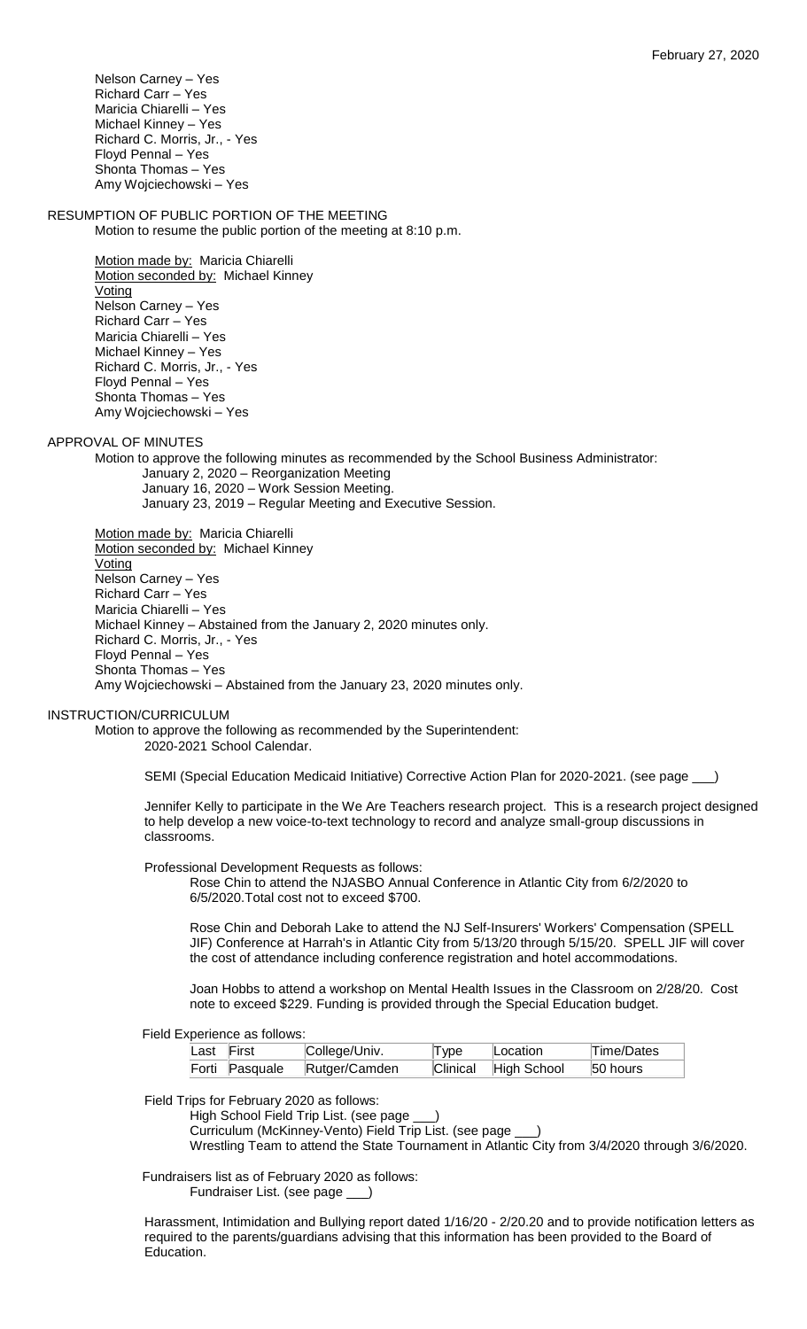Nelson Carney – Yes
Richard Carr – Yes
Maricia Chiarelli – Yes
Michael Kinney – Yes
Richard C. Morris, Jr., - Yes
Floyd Pennal – Yes
Shonta Thomas – Yes
Amy Wojciechowski – Yes

## RESUMPTION OF PUBLIC PORTION OF THE MEETING

Motion to resume the public portion of the meeting at 8:10 p.m.

Motion made by: Maricia Chiarelli
Motion seconded by: Michael Kinney
Voting
Nelson Carney – Yes
Richard Carr – Yes
Maricia Chiarelli – Yes
Michael Kinney – Yes
Richard C. Morris, Jr., - Yes
Floyd Pennal – Yes
Shonta Thomas – Yes
Amy Wojciechowski – Yes

## APPROVAL OF MINUTES

Motion to approve the following minutes as recommended by the School Business Administrator:
January 2, 2020 – Reorganization Meeting
January 16, 2020 – Work Session Meeting.
January 23, 2019 – Regular Meeting and Executive Session.

Motion made by: Maricia Chiarelli
Motion seconded by: Michael Kinney
Voting
Nelson Carney – Yes
Richard Carr – Yes
Maricia Chiarelli – Yes
Michael Kinney – Abstained from the January 2, 2020 minutes only.
Richard C. Morris, Jr., - Yes
Floyd Pennal – Yes
Shonta Thomas – Yes
Amy Wojciechowski – Abstained from the January 23, 2020 minutes only.

## INSTRUCTION/CURRICULUM

Motion to approve the following as recommended by the Superintendent:
2020-2021 School Calendar.

SEMI (Special Education Medicaid Initiative) Corrective Action Plan for 2020-2021. (see page ___)

Jennifer Kelly to participate in the We Are Teachers research project. This is a research project designed to help develop a new voice-to-text technology to record and analyze small-group discussions in classrooms.

Professional Development Requests as follows:

Rose Chin to attend the NJASBO Annual Conference in Atlantic City from 6/2/2020 to 6/5/2020.Total cost not to exceed $700.

Rose Chin and Deborah Lake to attend the NJ Self-Insurers' Workers' Compensation (SPELL JIF) Conference at Harrah's in Atlantic City from 5/13/20 through 5/15/20. SPELL JIF will cover the cost of attendance including conference registration and hotel accommodations.

Joan Hobbs to attend a workshop on Mental Health Issues in the Classroom on 2/28/20. Cost note to exceed $229. Funding is provided through the Special Education budget.

Field Experience as follows:

| Last | First | College/Univ. | Type | Location | Time/Dates |
|---|---|---|---|---|---|
| Forti | Pasquale | Rutger/Camden | Clinical | High School | 50 hours |

Field Trips for February 2020 as follows:
High School Field Trip List. (see page ___)
Curriculum (McKinney-Vento) Field Trip List. (see page ___)
Wrestling Team to attend the State Tournament in Atlantic City from 3/4/2020 through 3/6/2020.

Fundraisers list as of February 2020 as follows:
Fundraiser List. (see page ___)

Harassment, Intimidation and Bullying report dated 1/16/20 - 2/20.20 and to provide notification letters as required to the parents/guardians advising that this information has been provided to the Board of Education.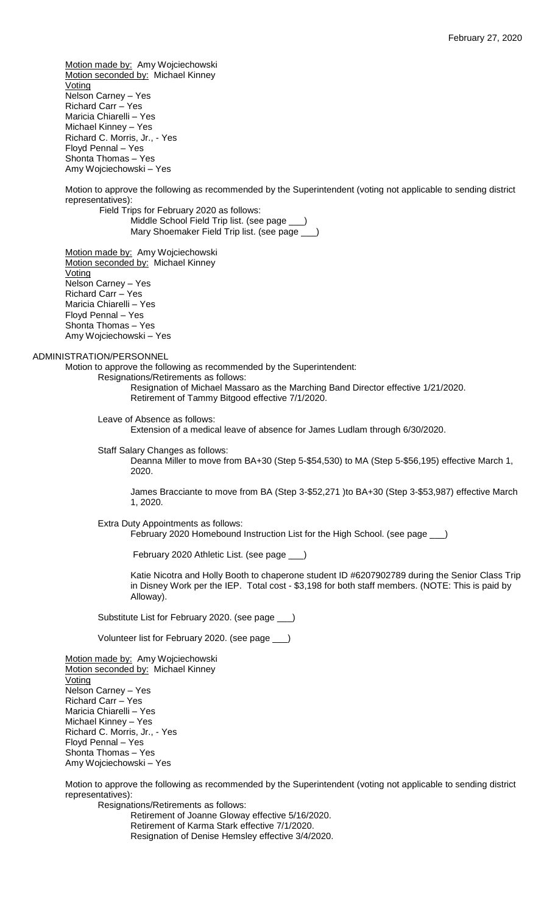Motion made by: Amy Wojciechowski
Motion seconded by: Michael Kinney
Voting
Nelson Carney – Yes
Richard Carr – Yes
Maricia Chiarelli – Yes
Michael Kinney – Yes
Richard C. Morris, Jr., - Yes
Floyd Pennal – Yes
Shonta Thomas – Yes
Amy Wojciechowski – Yes

Motion to approve the following as recommended by the Superintendent (voting not applicable to sending district representatives):

Field Trips for February 2020 as follows:

Middle School Field Trip list. (see page ___)
Mary Shoemaker Field Trip list. (see page ___)

Motion made by: Amy Wojciechowski
Motion seconded by: Michael Kinney
Voting
Nelson Carney – Yes
Richard Carr – Yes
Maricia Chiarelli – Yes
Floyd Pennal – Yes
Shonta Thomas – Yes
Amy Wojciechowski – Yes

ADMINISTRATION/PERSONNEL

Motion to approve the following as recommended by the Superintendent:

Resignations/Retirements as follows:

Resignation of Michael Massaro as the Marching Band Director effective 1/21/2020.
Retirement of Tammy Bitgood effective 7/1/2020.

Leave of Absence as follows:

Extension of a medical leave of absence for James Ludlam through 6/30/2020.

Staff Salary Changes as follows:

Deanna Miller to move from BA+30 (Step 5-$54,530) to MA (Step 5-$56,195) effective March 1, 2020.

James Bracciante to move from BA (Step 3-$52,271 )to BA+30 (Step 3-$53,987) effective March 1, 2020.

Extra Duty Appointments as follows:

February 2020 Homebound Instruction List for the High School. (see page ___)

February 2020 Athletic List. (see page ___)

Katie Nicotra and Holly Booth to chaperone student ID #6207902789 during the Senior Class Trip in Disney Work per the IEP. Total cost - $3,198 for both staff members. (NOTE: This is paid by Alloway).

Substitute List for February 2020. (see page ___)

Volunteer list for February 2020. (see page ___)

Motion made by: Amy Wojciechowski
Motion seconded by: Michael Kinney
Voting
Nelson Carney – Yes
Richard Carr – Yes
Maricia Chiarelli – Yes
Michael Kinney – Yes
Richard C. Morris, Jr., - Yes
Floyd Pennal – Yes
Shonta Thomas – Yes
Amy Wojciechowski – Yes

Motion to approve the following as recommended by the Superintendent (voting not applicable to sending district representatives):

Resignations/Retirements as follows:

Retirement of Joanne Gloway effective 5/16/2020.
Retirement of Karma Stark effective 7/1/2020.
Resignation of Denise Hemsley effective 3/4/2020.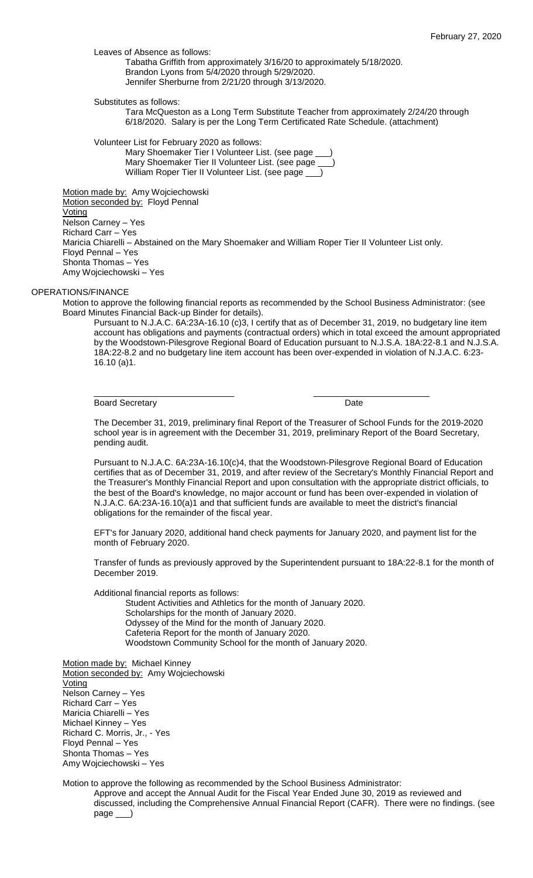Leaves of Absence as follows:

Tabatha Griffith from approximately 3/16/20 to approximately 5/18/2020.
Brandon Lyons from 5/4/2020 through 5/29/2020.
Jennifer Sherburne from 2/21/20 through 3/13/2020.

Substitutes as follows:

Tara McQueston as a Long Term Substitute Teacher from approximately 2/24/20 through 6/18/2020. Salary is per the Long Term Certificated Rate Schedule. (attachment)

Volunteer List for February 2020 as follows:

Mary Shoemaker Tier I Volunteer List. (see page ___)
Mary Shoemaker Tier II Volunteer List. (see page ___)
William Roper Tier II Volunteer List. (see page ___)

Motion made by: Amy Wojciechowski
Motion seconded by: Floyd Pennal
Voting
Nelson Carney – Yes
Richard Carr – Yes
Maricia Chiarelli – Abstained on the Mary Shoemaker and William Roper Tier II Volunteer List only.
Floyd Pennal – Yes
Shonta Thomas – Yes
Amy Wojciechowski – Yes

OPERATIONS/FINANCE

Motion to approve the following financial reports as recommended by the School Business Administrator: (see Board Minutes Financial Back-up Binder for details).

Pursuant to N.J.A.C. 6A:23A-16.10 (c)3, I certify that as of December 31, 2019, no budgetary line item account has obligations and payments (contractual orders) which in total exceed the amount appropriated by the Woodstown-Pilesgrove Regional Board of Education pursuant to N.J.S.A. 18A:22-8.1 and N.J.S.A. 18A:22-8.2 and no budgetary line item account has been over-expended in violation of N.J.A.C. 6:23-16.10 (a)1.

_____________________________          _________________________
Board Secretary                                        Date

The December 31, 2019, preliminary final Report of the Treasurer of School Funds for the 2019-2020 school year is in agreement with the December 31, 2019, preliminary Report of the Board Secretary, pending audit.

Pursuant to N.J.A.C. 6A:23A-16.10(c)4, that the Woodstown-Pilesgrove Regional Board of Education certifies that as of December 31, 2019, and after review of the Secretary's Monthly Financial Report and the Treasurer's Monthly Financial Report and upon consultation with the appropriate district officials, to the best of the Board's knowledge, no major account or fund has been over-expended in violation of N.J.A.C. 6A:23A-16.10(a)1 and that sufficient funds are available to meet the district's financial obligations for the remainder of the fiscal year.

EFT's for January 2020, additional hand check payments for January 2020, and payment list for the month of February 2020.

Transfer of funds as previously approved by the Superintendent pursuant to 18A:22-8.1 for the month of December 2019.

Additional financial reports as follows:

Student Activities and Athletics for the month of January 2020.
Scholarships for the month of January 2020.
Odyssey of the Mind for the month of January 2020.
Cafeteria Report for the month of January 2020.
Woodstown Community School for the month of January 2020.

Motion made by: Michael Kinney
Motion seconded by: Amy Wojciechowski
Voting
Nelson Carney – Yes
Richard Carr – Yes
Maricia Chiarelli – Yes
Michael Kinney – Yes
Richard C. Morris, Jr., - Yes
Floyd Pennal – Yes
Shonta Thomas – Yes
Amy Wojciechowski – Yes

Motion to approve the following as recommended by the School Business Administrator:

Approve and accept the Annual Audit for the Fiscal Year Ended June 30, 2019 as reviewed and discussed, including the Comprehensive Annual Financial Report (CAFR). There were no findings. (see page ___)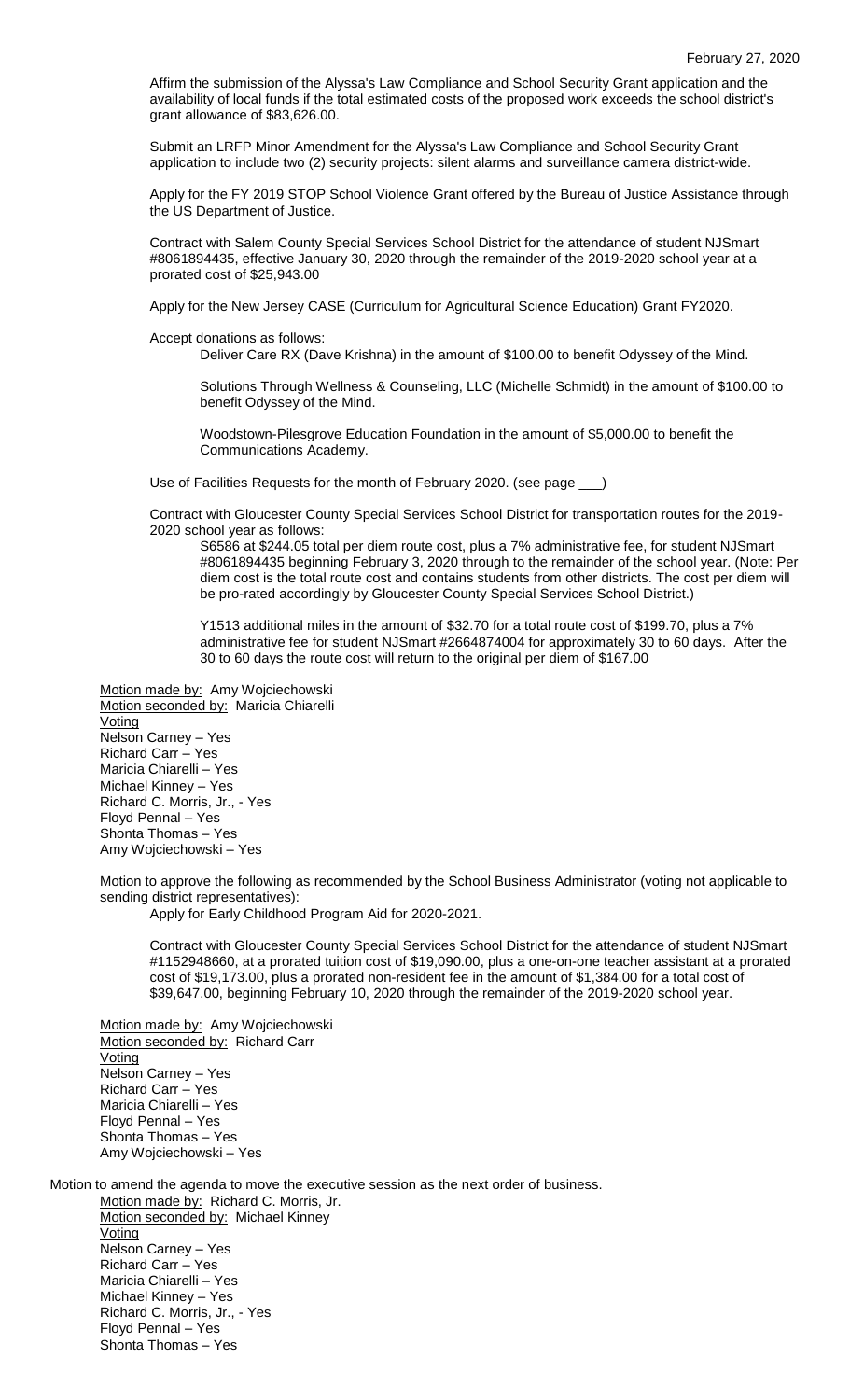Affirm the submission of the Alyssa's Law Compliance and School Security Grant application and the availability of local funds if the total estimated costs of the proposed work exceeds the school district's grant allowance of $83,626.00.

Submit an LRFP Minor Amendment for the Alyssa's Law Compliance and School Security Grant application to include two (2) security projects: silent alarms and surveillance camera district-wide.

Apply for the FY 2019 STOP School Violence Grant offered by the Bureau of Justice Assistance through the US Department of Justice.

Contract with Salem County Special Services School District for the attendance of student NJSmart #8061894435, effective January 30, 2020 through the remainder of the 2019-2020 school year at a prorated cost of $25,943.00

Apply for the New Jersey CASE (Curriculum for Agricultural Science Education) Grant FY2020.

Accept donations as follows:

Deliver Care RX (Dave Krishna) in the amount of $100.00 to benefit Odyssey of the Mind.

Solutions Through Wellness & Counseling, LLC (Michelle Schmidt) in the amount of $100.00 to benefit Odyssey of the Mind.

Woodstown-Pilesgrove Education Foundation in the amount of $5,000.00 to benefit the Communications Academy.

Use of Facilities Requests for the month of February 2020. (see page ___)

Contract with Gloucester County Special Services School District for transportation routes for the 2019-2020 school year as follows:

S6586 at $244.05 total per diem route cost, plus a 7% administrative fee, for student NJSmart #8061894435 beginning February 3, 2020 through to the remainder of the school year. (Note: Per diem cost is the total route cost and contains students from other districts. The cost per diem will be pro-rated accordingly by Gloucester County Special Services School District.)

Y1513 additional miles in the amount of $32.70 for a total route cost of $199.70, plus a 7% administrative fee for student NJSmart #2664874004 for approximately 30 to 60 days. After the 30 to 60 days the route cost will return to the original per diem of $167.00

Motion made by: Amy Wojciechowski
Motion seconded by: Maricia Chiarelli
Voting
Nelson Carney – Yes
Richard Carr – Yes
Maricia Chiarelli – Yes
Michael Kinney – Yes
Richard C. Morris, Jr., - Yes
Floyd Pennal – Yes
Shonta Thomas – Yes
Amy Wojciechowski – Yes

Motion to approve the following as recommended by the School Business Administrator (voting not applicable to sending district representatives):

Apply for Early Childhood Program Aid for 2020-2021.

Contract with Gloucester County Special Services School District for the attendance of student NJSmart #1152948660, at a prorated tuition cost of $19,090.00, plus a one-on-one teacher assistant at a prorated cost of $19,173.00, plus a prorated non-resident fee in the amount of $1,384.00 for a total cost of $39,647.00, beginning February 10, 2020 through the remainder of the 2019-2020 school year.

Motion made by: Amy Wojciechowski
Motion seconded by: Richard Carr
Voting
Nelson Carney – Yes
Richard Carr – Yes
Maricia Chiarelli – Yes
Floyd Pennal – Yes
Shonta Thomas – Yes
Amy Wojciechowski – Yes

Motion to amend the agenda to move the executive session as the next order of business.

Motion made by: Richard C. Morris, Jr.
Motion seconded by: Michael Kinney
Voting
Nelson Carney – Yes
Richard Carr – Yes
Maricia Chiarelli – Yes
Michael Kinney – Yes
Richard C. Morris, Jr., - Yes
Floyd Pennal – Yes
Shonta Thomas – Yes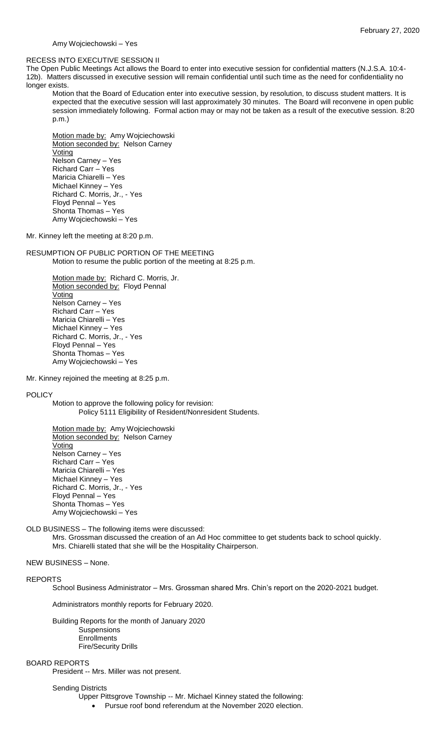Amy Wojciechowski – Yes

RECESS INTO EXECUTIVE SESSION II

The Open Public Meetings Act allows the Board to enter into executive session for confidential matters (N.J.S.A. 10:4-12b). Matters discussed in executive session will remain confidential until such time as the need for confidentiality no longer exists.

Motion that the Board of Education enter into executive session, by resolution, to discuss student matters. It is expected that the executive session will last approximately 30 minutes. The Board will reconvene in open public session immediately following. Formal action may or may not be taken as a result of the executive session. 8:20 p.m.)

Motion made by: Amy Wojciechowski
Motion seconded by: Nelson Carney
Voting
Nelson Carney – Yes
Richard Carr – Yes
Maricia Chiarelli – Yes
Michael Kinney – Yes
Richard C. Morris, Jr., - Yes
Floyd Pennal – Yes
Shonta Thomas – Yes
Amy Wojciechowski – Yes

Mr. Kinney left the meeting at 8:20 p.m.

RESUMPTION OF PUBLIC PORTION OF THE MEETING

Motion to resume the public portion of the meeting at 8:25 p.m.

Motion made by: Richard C. Morris, Jr.
Motion seconded by: Floyd Pennal
Voting
Nelson Carney – Yes
Richard Carr – Yes
Maricia Chiarelli – Yes
Michael Kinney – Yes
Richard C. Morris, Jr., - Yes
Floyd Pennal – Yes
Shonta Thomas – Yes
Amy Wojciechowski – Yes

Mr. Kinney rejoined the meeting at 8:25 p.m.

POLICY

Motion to approve the following policy for revision:
Policy 5111 Eligibility of Resident/Nonresident Students.

Motion made by: Amy Wojciechowski
Motion seconded by: Nelson Carney
Voting
Nelson Carney – Yes
Richard Carr – Yes
Maricia Chiarelli – Yes
Michael Kinney – Yes
Richard C. Morris, Jr., - Yes
Floyd Pennal – Yes
Shonta Thomas – Yes
Amy Wojciechowski – Yes

OLD BUSINESS – The following items were discussed:

Mrs. Grossman discussed the creation of an Ad Hoc committee to get students back to school quickly.
Mrs. Chiarelli stated that she will be the Hospitality Chairperson.

NEW BUSINESS – None.

REPORTS

School Business Administrator – Mrs. Grossman shared Mrs. Chin's report on the 2020-2021 budget.

Administrators monthly reports for February 2020.

Building Reports for the month of January 2020
Suspensions
Enrollments
Fire/Security Drills

BOARD REPORTS

President -- Mrs. Miller was not present.

Sending Districts

Upper Pittsgrove Township -- Mr. Michael Kinney stated the following:

- Pursue roof bond referendum at the November 2020 election.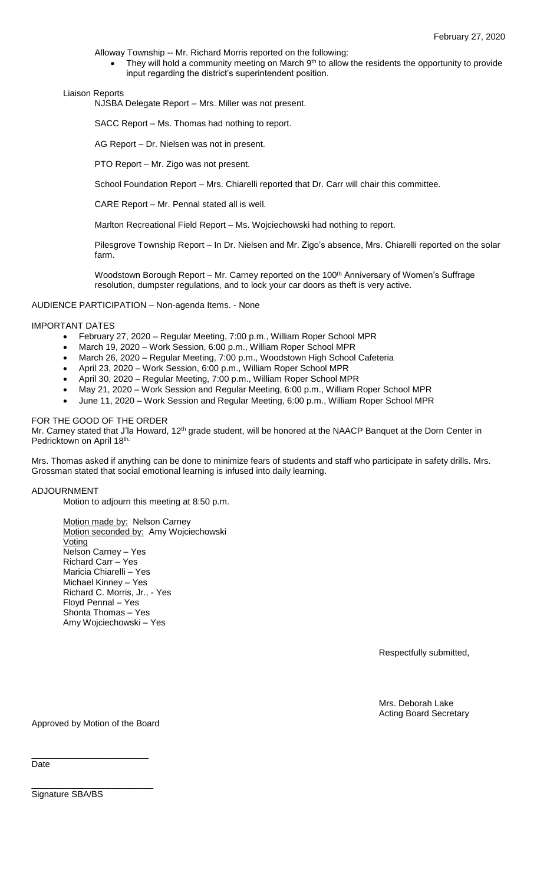Alloway Township -- Mr. Richard Morris reported on the following:

- They will hold a community meeting on March 9th to allow the residents the opportunity to provide input regarding the district's superintendent position.

Liaison Reports

NJSBA Delegate Report – Mrs. Miller was not present.

SACC Report – Ms. Thomas had nothing to report.

AG Report – Dr. Nielsen was not in present.

PTO Report – Mr. Zigo was not present.

School Foundation Report – Mrs. Chiarelli reported that Dr. Carr will chair this committee.

CARE Report – Mr. Pennal stated all is well.

Marlton Recreational Field Report – Ms. Wojciechowski had nothing to report.

Pilesgrove Township Report – In Dr. Nielsen and Mr. Zigo's absence, Mrs. Chiarelli reported on the solar farm.

Woodstown Borough Report – Mr. Carney reported on the 100th Anniversary of Women's Suffrage resolution, dumpster regulations, and to lock your car doors as theft is very active.

AUDIENCE PARTICIPATION – Non-agenda Items. - None

IMPORTANT DATES

- February 27, 2020 – Regular Meeting, 7:00 p.m., William Roper School MPR
- March 19, 2020 – Work Session, 6:00 p.m., William Roper School MPR
- March 26, 2020 – Regular Meeting, 7:00 p.m., Woodstown High School Cafeteria
- April 23, 2020 – Work Session, 6:00 p.m., William Roper School MPR
- April 30, 2020 – Regular Meeting, 7:00 p.m., William Roper School MPR
- May 21, 2020 – Work Session and Regular Meeting, 6:00 p.m., William Roper School MPR
- June 11, 2020 – Work Session and Regular Meeting, 6:00 p.m., William Roper School MPR

FOR THE GOOD OF THE ORDER

Mr. Carney stated that J'la Howard, 12th grade student, will be honored at the NAACP Banquet at the Dorn Center in Pedricktown on April 18th.

Mrs. Thomas asked if anything can be done to minimize fears of students and staff who participate in safety drills. Mrs. Grossman stated that social emotional learning is infused into daily learning.

ADJOURNMENT

Motion to adjourn this meeting at 8:50 p.m.

Motion made by: Nelson Carney
Motion seconded by: Amy Wojciechowski
Voting
Nelson Carney – Yes
Richard Carr – Yes
Maricia Chiarelli – Yes
Michael Kinney – Yes
Richard C. Morris, Jr., - Yes
Floyd Pennal – Yes
Shonta Thomas – Yes
Amy Wojciechowski – Yes

Respectfully submitted,

Mrs. Deborah Lake
Acting Board Secretary

Approved by Motion of the Board

_________________________
Date

_________________________
Signature SBA/BS